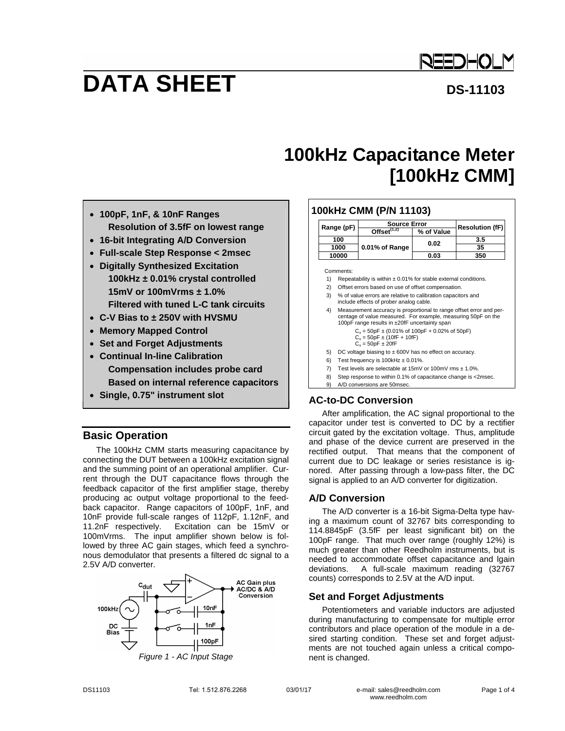# DATA SHEET

**DS-11103**

# 100kHz Capacitance Meter [100kHz CMM]

- **100pF, 1nF, & 10nF Ranges**
  **Resolution of 3.5fF on lowest range**
- **16-bit Integrating A/D Conversion**
- **Full-scale Step Response < 2msec**
- **Digitally Synthesized Excitation**
  **100kHz ± 0.01% crystal controlled**
  **15mV or 100mVrms ± 1.0%**
  **Filtered with tuned L-C tank circuits**
- **C-V Bias to ± 250V with HVSMU**
- **Memory Mapped Control**
- **Set and Forget Adjustments**
- **Continual In-line Calibration**
  **Compensation includes probe card**
  **Based on internal reference capacitors**
- **Single, 0.75" instrument slot**

## 100kHz CMM (P/N 11103)

| Range (pF) | Source Error | | Resolution (fF) |
|---|---|---|---|
| | Offset[1,2] | % of Value | |
| 100 | 0.01% of Range | 0.02 | 3.5 |
| 1000 | | | 35 |
| 10000 | | 0.03 | 350 |

Comments:

1) Repeatability is within ± 0.01% for stable external conditions.
2) Offset errors based on use of offset compensation.
3) % of value errors are relative to calibration capacitors and include effects of prober analog cable.
4) Measurement accuracy is proportional to range offset error and percentage of value measured. For example, measuring 50pF on the 100pF range results in ±20fF uncertainty span
   $C_x$ = 50pF ± (0.01% of 100pF + 0.02% of 50pF)
   $C_x$ = 50pF ± (10fF + 10fF)
   $C_x$ = 50pF ± 20fF
5) DC voltage biasing to ± 600V has no effect on accuracy.
6) Test frequency is 100kHz ± 0.01%.
7) Test levels are selectable at 15mV or 100mV rms ± 1.0%.
8) Step response to within 0.1% of capacitance change is <2msec.
9) A/D conversions are 50msec.

## Basic Operation

The 100kHz CMM starts measuring capacitance by connecting the DUT between a 100kHz excitation signal and the summing point of an operational amplifier. Current through the DUT capacitance flows through the feedback capacitor of the first amplifier stage, thereby producing ac output voltage proportional to the feedback capacitor. Range capacitors of 100pF, 1nF, and 10nF provide full-scale ranges of 112pF, 1.12nF, and 11.2nF respectively. Excitation can be 15mV or 100mVrms. The input amplifier shown below is followed by three AC gain stages, which feed a synchronous demodulator that presents a filtered dc signal to a 2.5V A/D converter.

*Figure 1 - AC Input Stage*

## AC-to-DC Conversion

After amplification, the AC signal proportional to the capacitor under test is converted to DC by a rectifier circuit gated by the excitation voltage. Thus, amplitude and phase of the device current are preserved in the rectified output. That means that the component of current due to DC leakage or series resistance is ignored. After passing through a low-pass filter, the DC signal is applied to an A/D converter for digitization.

## A/D Conversion

The A/D converter is a 16-bit Sigma-Delta type having a maximum count of 32767 bits corresponding to 114.8845pF (3.5fF per least significant bit) on the 100pF range. That much over range (roughly 12%) is much greater than other Reedholm instruments, but is needed to accommodate offset capacitance and lgain deviations. A full-scale maximum reading (32767 counts) corresponds to 2.5V at the A/D input.

## Set and Forget Adjustments

Potentiometers and variable inductors are adjusted during manufacturing to compensate for multiple error contributors and place operation of the module in a desired starting condition. These set and forget adjustments are not touched again unless a critical component is changed.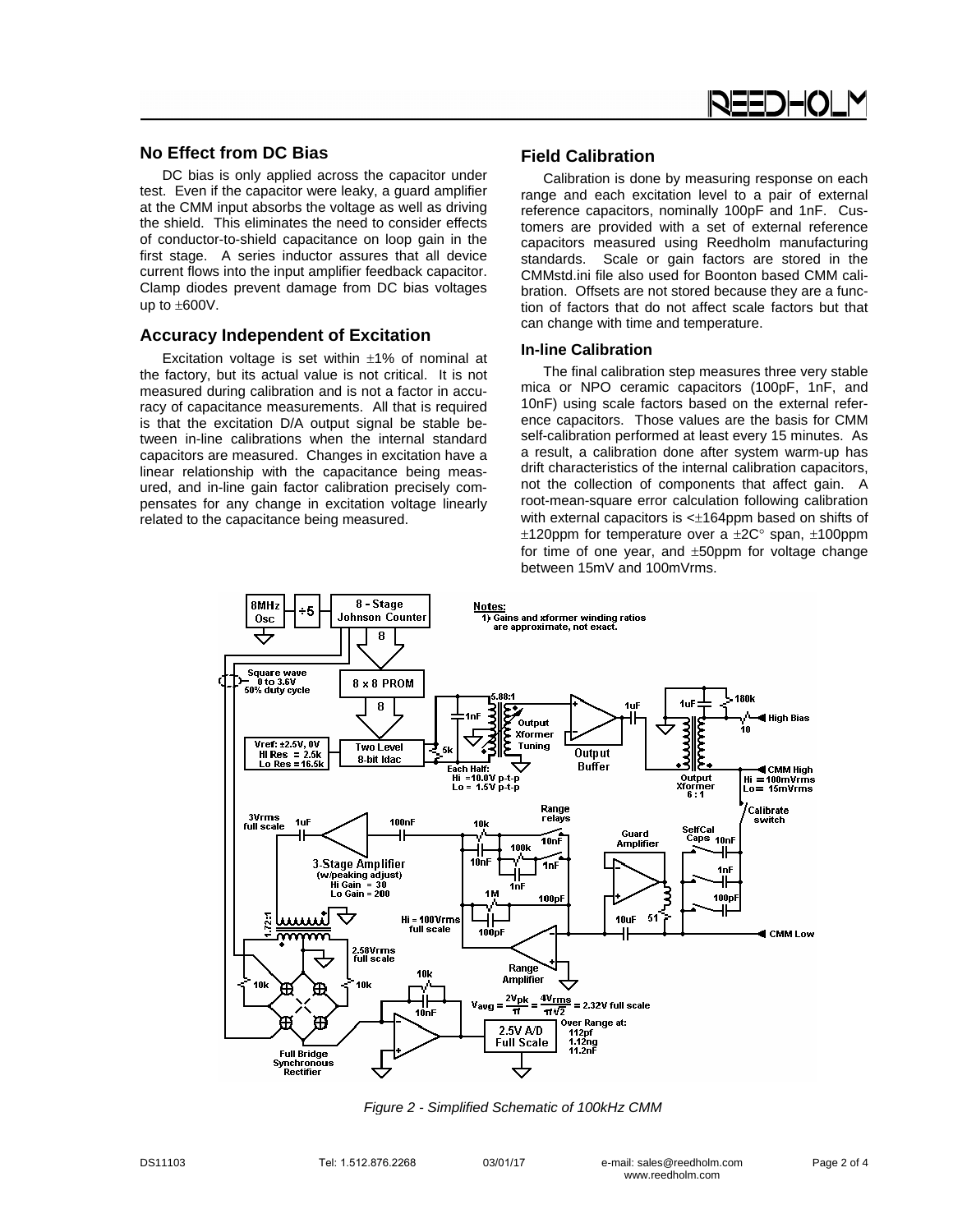## No Effect from DC Bias

DC bias is only applied across the capacitor under test. Even if the capacitor were leaky, a guard amplifier at the CMM input absorbs the voltage as well as driving the shield. This eliminates the need to consider effects of conductor-to-shield capacitance on loop gain in the first stage. A series inductor assures that all device current flows into the input amplifier feedback capacitor. Clamp diodes prevent damage from DC bias voltages up to ±600V.

## Accuracy Independent of Excitation

Excitation voltage is set within ±1% of nominal at the factory, but its actual value is not critical. It is not measured during calibration and is not a factor in accuracy of capacitance measurements. All that is required is that the excitation D/A output signal be stable between in-line calibrations when the internal standard capacitors are measured. Changes in excitation have a linear relationship with the capacitance being measured, and in-line gain factor calibration precisely compensates for any change in excitation voltage linearly related to the capacitance being measured.

## Field Calibration

Calibration is done by measuring response on each range and each excitation level to a pair of external reference capacitors, nominally 100pF and 1nF. Customers are provided with a set of external reference capacitors measured using Reedholm manufacturing standards. Scale or gain factors are stored in the CMMstd.ini file also used for Boonton based CMM calibration. Offsets are not stored because they are a function of factors that do not affect scale factors but that can change with time and temperature.

### In-line Calibration

The final calibration step measures three very stable mica or NPO ceramic capacitors (100pF, 1nF, and 10nF) using scale factors based on the external reference capacitors. Those values are the basis for CMM self-calibration performed at least every 15 minutes. As a result, a calibration done after system warm-up has drift characteristics of the internal calibration capacitors, not the collection of components that affect gain. A root-mean-square error calculation following calibration with external capacitors is <±164ppm based on shifts of ±120ppm for temperature over a ±2C° span, ±100ppm for time of one year, and ±50ppm for voltage change between 15mV and 100mVrms.

*Figure 2 - Simplified Schematic of 100kHz CMM*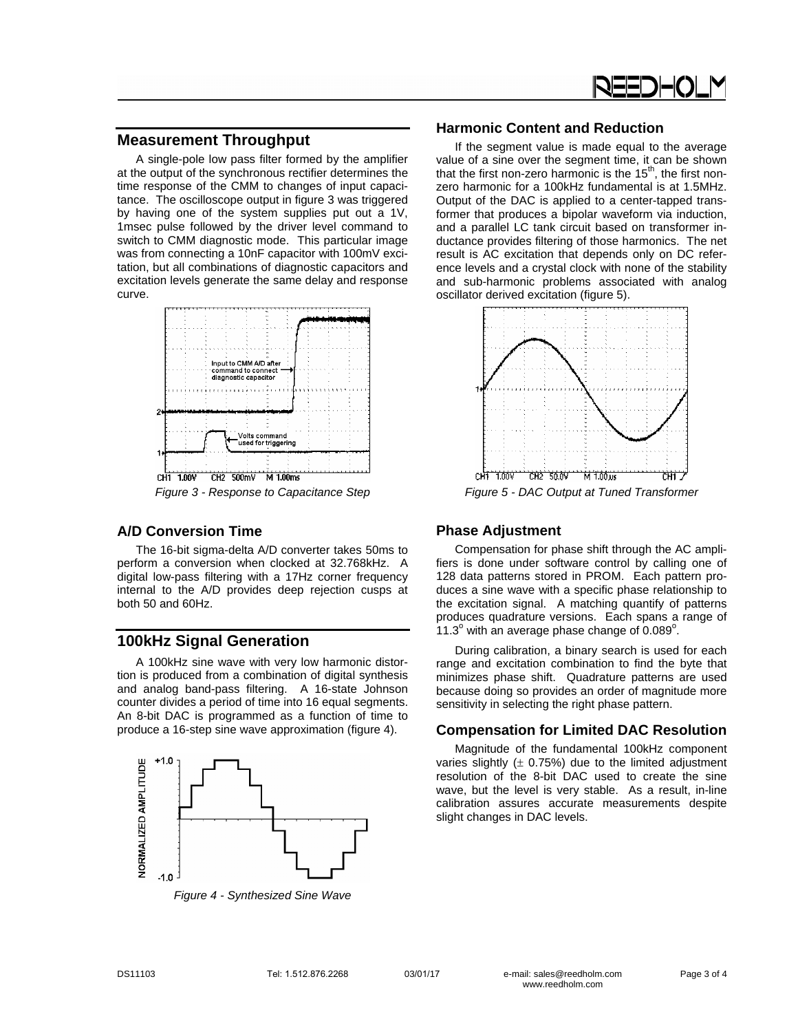## Measurement Throughput

A single-pole low pass filter formed by the amplifier at the output of the synchronous rectifier determines the time response of the CMM to changes of input capacitance. The oscilloscope output in figure 3 was triggered by having one of the system supplies put out a 1V, 1msec pulse followed by the driver level command to switch to CMM diagnostic mode. This particular image was from connecting a 10nF capacitor with 100mV excitation, but all combinations of diagnostic capacitors and excitation levels generate the same delay and response curve.

*Figure 3 - Response to Capacitance Step*

## A/D Conversion Time

The 16-bit sigma-delta A/D converter takes 50ms to perform a conversion when clocked at 32.768kHz. A digital low-pass filtering with a 17Hz corner frequency internal to the A/D provides deep rejection cusps at both 50 and 60Hz.

## 100kHz Signal Generation

A 100kHz sine wave with very low harmonic distortion is produced from a combination of digital synthesis and analog band-pass filtering. A 16-state Johnson counter divides a period of time into 16 equal segments. An 8-bit DAC is programmed as a function of time to produce a 16-step sine wave approximation (figure 4).

*Figure 4 - Synthesized Sine Wave*

### Harmonic Content and Reduction

If the segment value is made equal to the average value of a sine over the segment time, it can be shown that the first non-zero harmonic is the $15^{th}$, the first non-zero harmonic for a 100kHz fundamental is at 1.5MHz. Output of the DAC is applied to a center-tapped transformer that produces a bipolar waveform via induction, and a parallel LC tank circuit based on transformer inductance provides filtering of those harmonics. The net result is AC excitation that depends only on DC reference levels and a crystal clock with none of the stability and sub-harmonic problems associated with analog oscillator derived excitation (figure 5).

*Figure 5 - DAC Output at Tuned Transformer*

### Phase Adjustment

Compensation for phase shift through the AC amplifiers is done under software control by calling one of 128 data patterns stored in PROM. Each pattern produces a sine wave with a specific phase relationship to the excitation signal. A matching quantify of patterns produces quadrature versions. Each spans a range of $11.3^{o}$ with an average phase change of $0.089^{o}$.

During calibration, a binary search is used for each range and excitation combination to find the byte that minimizes phase shift. Quadrature patterns are used because doing so provides an order of magnitude more sensitivity in selecting the right phase pattern.

### Compensation for Limited DAC Resolution

Magnitude of the fundamental 100kHz component varies slightly ($\pm$ 0.75%) due to the limited adjustment resolution of the 8-bit DAC used to create the sine wave, but the level is very stable. As a result, in-line calibration assures accurate measurements despite slight changes in DAC levels.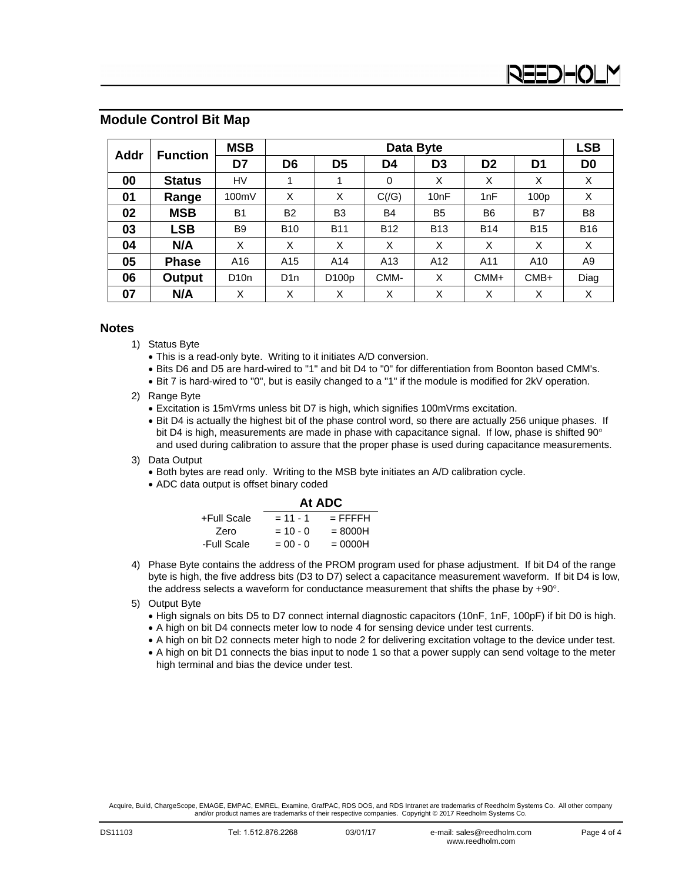## Module Control Bit Map

| Addr | Function | MSB | Data Byte | | | | | | LSB |
|---|---|---|---|---|---|---|---|---|---|
| | | **D7** | **D6** | **D5** | **D4** | **D3** | **D2** | **D1** | **D0** |
| **00** | **Status** | HV | 1 | 1 | 0 | X | X | X | X |
| **01** | **Range** | 100mV | X | X | C(/G) | 10nF | 1nF | 100p | X |
| **02** | **MSB** | B1 | B2 | B3 | B4 | B5 | B6 | B7 | B8 |
| **03** | **LSB** | B9 | B10 | B11 | B12 | B13 | B14 | B15 | B16 |
| **04** | **N/A** | X | X | X | X | X | X | X | X |
| **05** | **Phase** | A16 | A15 | A14 | A13 | A12 | A11 | A10 | A9 |
| **06** | **Output** | D10n | D1n | D100p | CMM- | X | CMM+ | CMB+ | Diag |
| **07** | **N/A** | X | X | X | X | X | X | X | X |

### Notes

1) Status Byte
   - This is a read-only byte. Writing to it initiates A/D conversion.
   - Bits D6 and D5 are hard-wired to "1" and bit D4 to "0" for differentiation from Boonton based CMM's.
   - Bit 7 is hard-wired to "0", but is easily changed to a "1" if the module is modified for 2kV operation.
2) Range Byte
   - Excitation is 15mVrms unless bit D7 is high, which signifies 100mVrms excitation.
   - Bit D4 is actually the highest bit of the phase control word, so there are actually 256 unique phases. If bit D4 is high, measurements are made in phase with capacitance signal. If low, phase is shifted 90° and used during calibration to assure that the proper phase is used during capacitance measurements.
3) Data Output
   - Both bytes are read only. Writing to the MSB byte initiates an A/D calibration cycle.
   - ADC data output is offset binary coded

| | At ADC | |
|---|---|---|
| +Full Scale | = 11 - 1 | = FFFFH |
| Zero | = 10 - 0 | = 8000H |
| -Full Scale | = 00 - 0 | = 0000H |

4) Phase Byte contains the address of the PROM program used for phase adjustment. If bit D4 of the range byte is high, the five address bits (D3 to D7) select a capacitance measurement waveform. If bit D4 is low, the address selects a waveform for conductance measurement that shifts the phase by +90°.
5) Output Byte
   - High signals on bits D5 to D7 connect internal diagnostic capacitors (10nF, 1nF, 100pF) if bit D0 is high.
   - A high on bit D4 connects meter low to node 4 for sensing device under test currents.
   - A high on bit D2 connects meter high to node 2 for delivering excitation voltage to the device under test.
   - A high on bit D1 connects the bias input to node 1 so that a power supply can send voltage to the meter high terminal and bias the device under test.

Acquire, Build, ChargeScope, EMAGE, EMPAC, EMREL, Examine, GrafPAC, RDS DOS, and RDS Intranet are trademarks of Reedholm Systems Co. All other company and/or product names are trademarks of their respective companies. Copyright © 2017 Reedholm Systems Co.

DS11103 Tel: 1.512.876.2268 03/01/17 e-mail: sales@reedholm.com www.reedholm.com